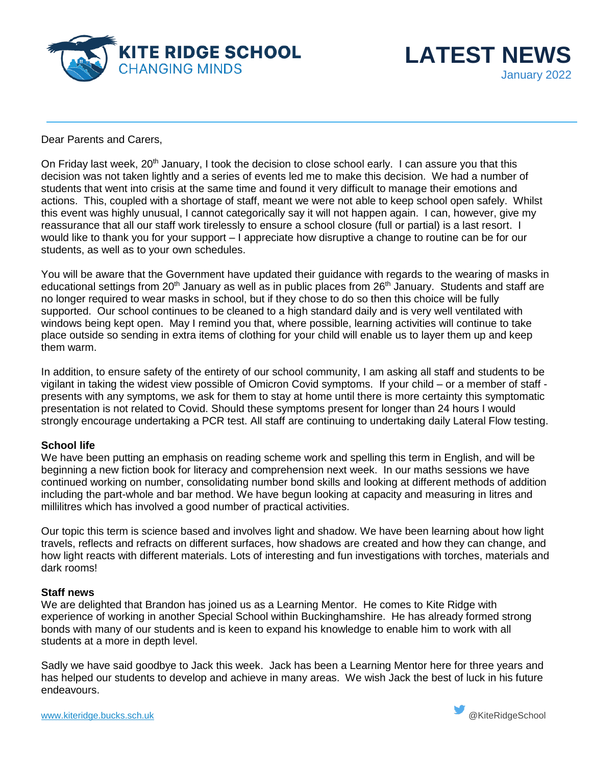**KITE RIDGE SCHOOL**
CHANGING MINDS

# LATEST NEWS

January 2022

Dear Parents and Carers,

On Friday last week, 20th January, I took the decision to close school early. I can assure you that this decision was not taken lightly and a series of events led me to make this decision. We had a number of students that went into crisis at the same time and found it very difficult to manage their emotions and actions. This, coupled with a shortage of staff, meant we were not able to keep school open safely. Whilst this event was highly unusual, I cannot categorically say it will not happen again. I can, however, give my reassurance that all our staff work tirelessly to ensure a school closure (full or partial) is a last resort. I would like to thank you for your support – I appreciate how disruptive a change to routine can be for our students, as well as to your own schedules.

You will be aware that the Government have updated their guidance with regards to the wearing of masks in educational settings from 20th January as well as in public places from 26th January. Students and staff are no longer required to wear masks in school, but if they chose to do so then this choice will be fully supported. Our school continues to be cleaned to a high standard daily and is very well ventilated with windows being kept open. May I remind you that, where possible, learning activities will continue to take place outside so sending in extra items of clothing for your child will enable us to layer them up and keep them warm.

In addition, to ensure safety of the entirety of our school community, I am asking all staff and students to be vigilant in taking the widest view possible of Omicron Covid symptoms. If your child – or a member of staff - presents with any symptoms, we ask for them to stay at home until there is more certainty this symptomatic presentation is not related to Covid. Should these symptoms present for longer than 24 hours I would strongly encourage undertaking a PCR test. All staff are continuing to undertaking daily Lateral Flow testing.

**School life**

We have been putting an emphasis on reading scheme work and spelling this term in English, and will be beginning a new fiction book for literacy and comprehension next week. In our maths sessions we have continued working on number, consolidating number bond skills and looking at different methods of addition including the part-whole and bar method. We have begun looking at capacity and measuring in litres and millilitres which has involved a good number of practical activities.

Our topic this term is science based and involves light and shadow. We have been learning about how light travels, reflects and refracts on different surfaces, how shadows are created and how they can change, and how light reacts with different materials. Lots of interesting and fun investigations with torches, materials and dark rooms!

**Staff news**

We are delighted that Brandon has joined us as a Learning Mentor. He comes to Kite Ridge with experience of working in another Special School within Buckinghamshire. He has already formed strong bonds with many of our students and is keen to expand his knowledge to enable him to work with all students at a more in depth level.

Sadly we have said goodbye to Jack this week. Jack has been a Learning Mentor here for three years and has helped our students to develop and achieve in many areas. We wish Jack the best of luck in his future endeavours.

www.kiteridge.bucks.sch.uk

@KiteRidgeSchool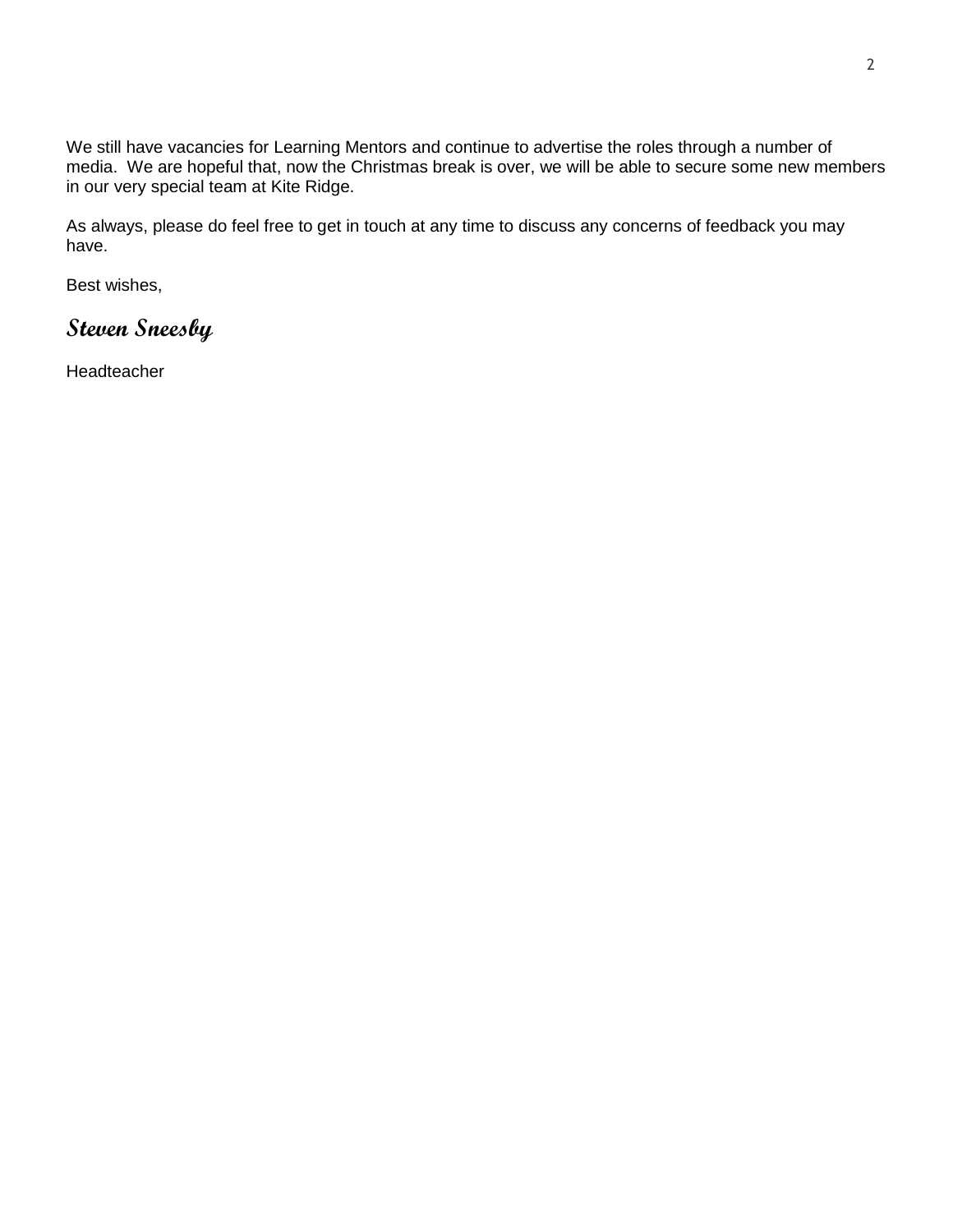We still have vacancies for Learning Mentors and continue to advertise the roles through a number of media. We are hopeful that, now the Christmas break is over, we will be able to secure some new members in our very special team at Kite Ridge.

As always, please do feel free to get in touch at any time to discuss any concerns of feedback you may have.

Best wishes,

**Steven Sneesby**

Headteacher